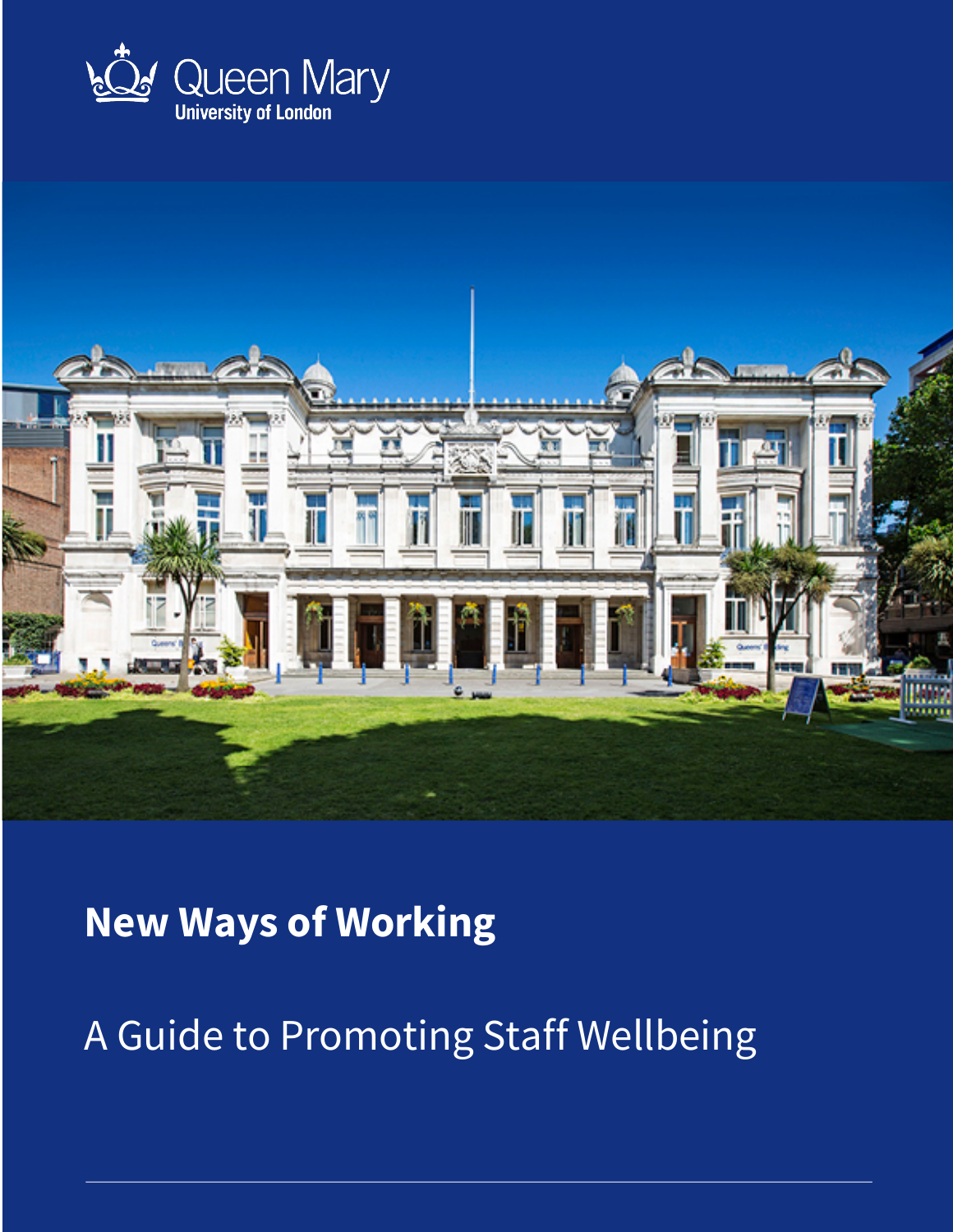Queen Mary
University of London

# New Ways of Working

## A Guide to Promoting Staff Wellbeing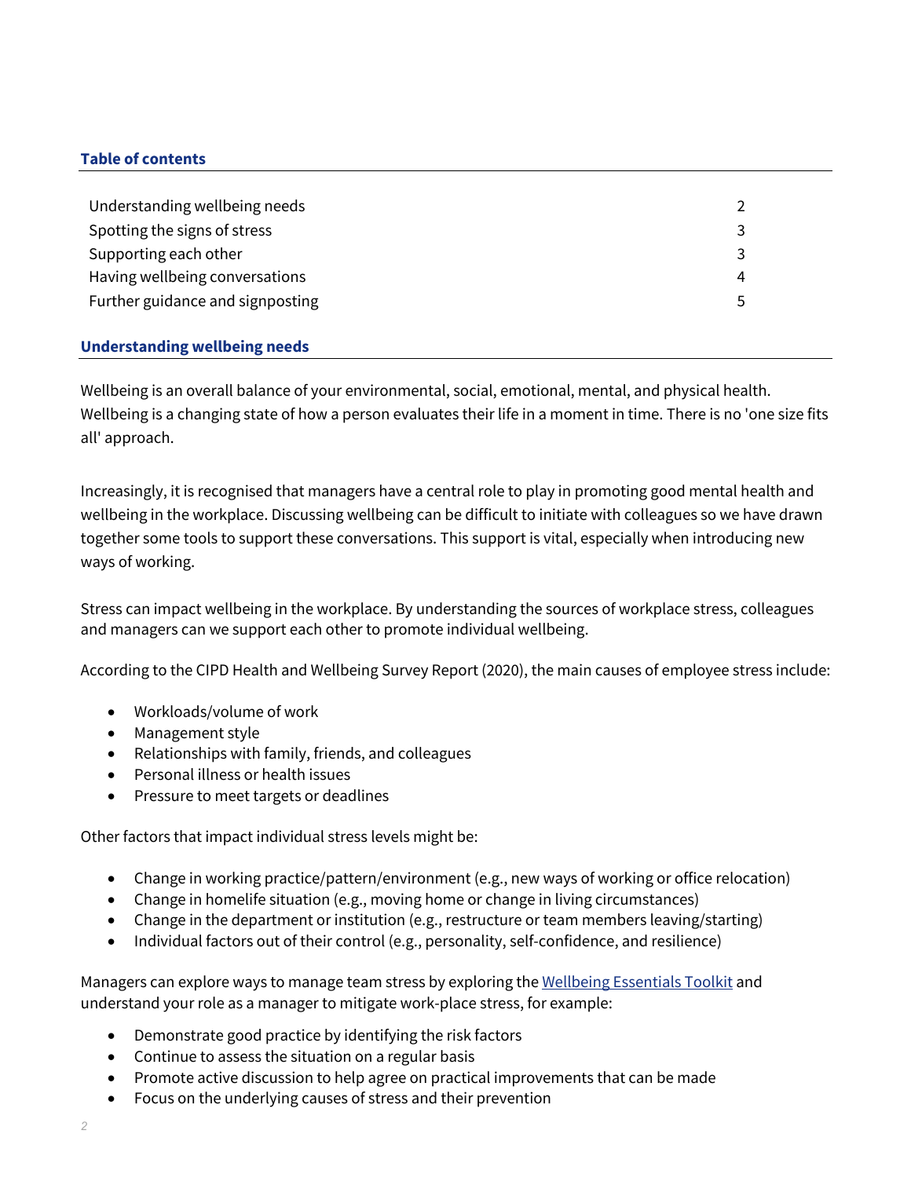## Table of contents

| | |
|---|---|
| Understanding wellbeing needs | 2 |
| Spotting the signs of stress | 3 |
| Supporting each other | 3 |
| Having wellbeing conversations | 4 |
| Further guidance and signposting | 5 |

## Understanding wellbeing needs

Wellbeing is an overall balance of your environmental, social, emotional, mental, and physical health. Wellbeing is a changing state of how a person evaluates their life in a moment in time. There is no 'one size fits all' approach.

Increasingly, it is recognised that managers have a central role to play in promoting good mental health and wellbeing in the workplace. Discussing wellbeing can be difficult to initiate with colleagues so we have drawn together some tools to support these conversations. This support is vital, especially when introducing new ways of working.

Stress can impact wellbeing in the workplace. By understanding the sources of workplace stress, colleagues and managers can we support each other to promote individual wellbeing.

According to the CIPD Health and Wellbeing Survey Report (2020), the main causes of employee stress include:

- Workloads/volume of work
- Management style
- Relationships with family, friends, and colleagues
- Personal illness or health issues
- Pressure to meet targets or deadlines

Other factors that impact individual stress levels might be:

- Change in working practice/pattern/environment (e.g., new ways of working or office relocation)
- Change in homelife situation (e.g., moving home or change in living circumstances)
- Change in the department or institution (e.g., restructure or team members leaving/starting)
- Individual factors out of their control (e.g., personality, self-confidence, and resilience)

Managers can explore ways to manage team stress by exploring the Wellbeing Essentials Toolkit and understand your role as a manager to mitigate work-place stress, for example:

- Demonstrate good practice by identifying the risk factors
- Continue to assess the situation on a regular basis
- Promote active discussion to help agree on practical improvements that can be made
- Focus on the underlying causes of stress and their prevention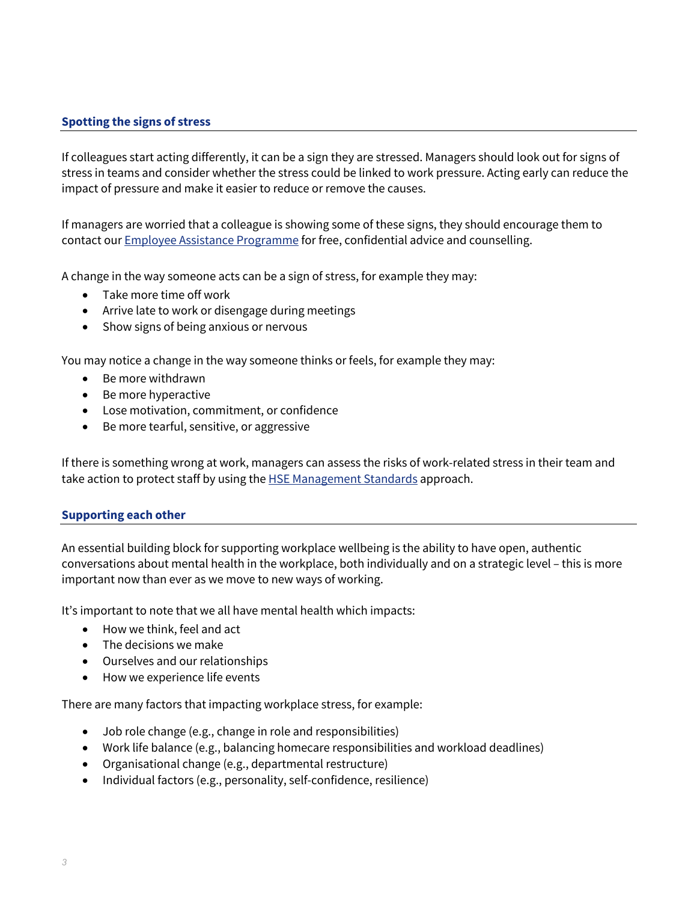## Spotting the signs of stress

If colleagues start acting differently, it can be a sign they are stressed. Managers should look out for signs of stress in teams and consider whether the stress could be linked to work pressure. Acting early can reduce the impact of pressure and make it easier to reduce or remove the causes.

If managers are worried that a colleague is showing some of these signs, they should encourage them to contact our Employee Assistance Programme for free, confidential advice and counselling.

A change in the way someone acts can be a sign of stress, for example they may:

- Take more time off work
- Arrive late to work or disengage during meetings
- Show signs of being anxious or nervous

You may notice a change in the way someone thinks or feels, for example they may:

- Be more withdrawn
- Be more hyperactive
- Lose motivation, commitment, or confidence
- Be more tearful, sensitive, or aggressive

If there is something wrong at work, managers can assess the risks of work-related stress in their team and take action to protect staff by using the HSE Management Standards approach.

## Supporting each other

An essential building block for supporting workplace wellbeing is the ability to have open, authentic conversations about mental health in the workplace, both individually and on a strategic level – this is more important now than ever as we move to new ways of working.

It's important to note that we all have mental health which impacts:

- How we think, feel and act
- The decisions we make
- Ourselves and our relationships
- How we experience life events

There are many factors that impacting workplace stress, for example:

- Job role change (e.g., change in role and responsibilities)
- Work life balance (e.g., balancing homecare responsibilities and workload deadlines)
- Organisational change (e.g., departmental restructure)
- Individual factors (e.g., personality, self-confidence, resilience)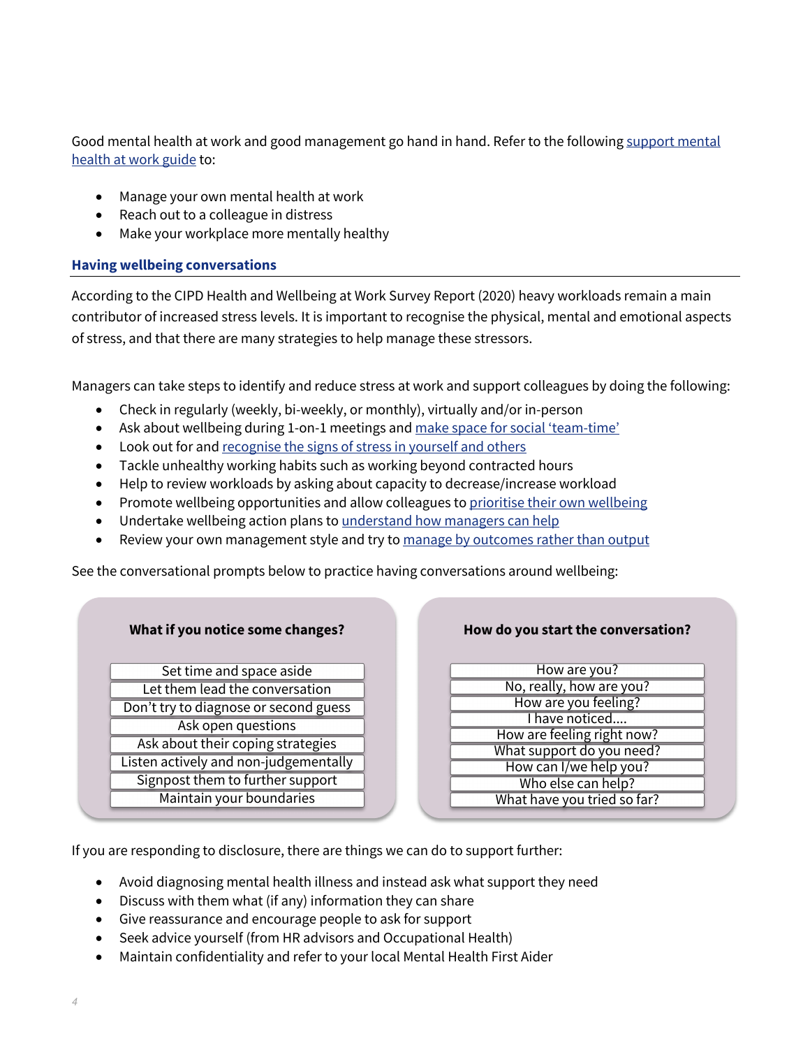Good mental health at work and good management go hand in hand. Refer to the following [support mental health at work guide]() to:

- Manage your own mental health at work
- Reach out to a colleague in distress
- Make your workplace more mentally healthy

## Having wellbeing conversations

According to the CIPD Health and Wellbeing at Work Survey Report (2020) heavy workloads remain a main contributor of increased stress levels. It is important to recognise the physical, mental and emotional aspects of stress, and that there are many strategies to help manage these stressors.

Managers can take steps to identify and reduce stress at work and support colleagues by doing the following:

- Check in regularly (weekly, bi-weekly, or monthly), virtually and/or in-person
- Ask about wellbeing during 1-on-1 meetings and [make space for social 'team-time']()
- Look out for and [recognise the signs of stress in yourself and others]()
- Tackle unhealthy working habits such as working beyond contracted hours
- Help to review workloads by asking about capacity to decrease/increase workload
- Promote wellbeing opportunities and allow colleagues to [prioritise their own wellbeing]()
- Undertake wellbeing action plans to [understand how managers can help]()
- Review your own management style and try to [manage by outcomes rather than output]()

See the conversational prompts below to practice having conversations around wellbeing:

| What if you notice some changes? |
|---|
| Set time and space aside |
| Let them lead the conversation |
| Don't try to diagnose or second guess |
| Ask open questions |
| Ask about their coping strategies |
| Listen actively and non-judgementally |
| Signpost them to further support |
| Maintain your boundaries |

| How do you start the conversation? |
|---|
| How are you? |
| No, really, how are you? |
| How are you feeling? |
| I have noticed.... |
| How are feeling right now? |
| What support do you need? |
| How can I/we help you? |
| Who else can help? |
| What have you tried so far? |

If you are responding to disclosure, there are things we can do to support further:

- Avoid diagnosing mental health illness and instead ask what support they need
- Discuss with them what (if any) information they can share
- Give reassurance and encourage people to ask for support
- Seek advice yourself (from HR advisors and Occupational Health)
- Maintain confidentiality and refer to your local Mental Health First Aider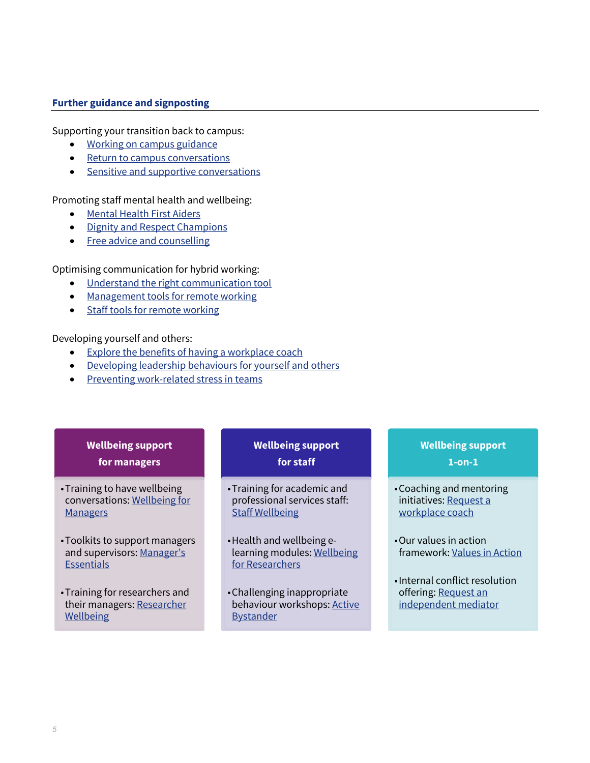## Further guidance and signposting

Supporting your transition back to campus:

- Working on campus guidance
- Return to campus conversations
- Sensitive and supportive conversations

Promoting staff mental health and wellbeing:

- Mental Health First Aiders
- Dignity and Respect Champions
- Free advice and counselling

Optimising communication for hybrid working:

- Understand the right communication tool
- Management tools for remote working
- Staff tools for remote working

Developing yourself and others:

- Explore the benefits of having a workplace coach
- Developing leadership behaviours for yourself and others
- Preventing work-related stress in teams

**Wellbeing support for managers**

- Training to have wellbeing conversations: Wellbeing for Managers
- Toolkits to support managers and supervisors: Manager's Essentials
- Training for researchers and their managers: Researcher Wellbeing

**Wellbeing support for staff**

- Training for academic and professional services staff: Staff Wellbeing
- Health and wellbeing e-learning modules: Wellbeing for Researchers
- Challenging inappropriate behaviour workshops: Active Bystander

**Wellbeing support 1-on-1**

- Coaching and mentoring initiatives: Request a workplace coach
- Our values in action framework: Values in Action
- Internal conflict resolution offering: Request an independent mediator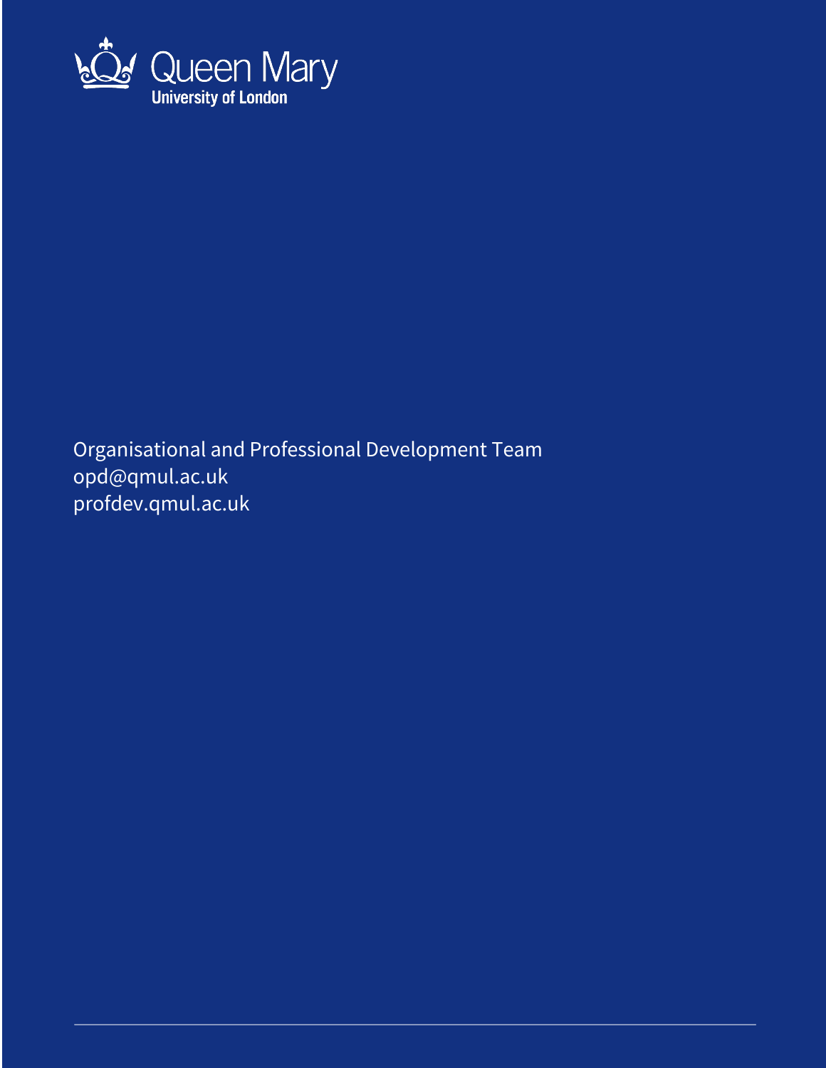Queen Mary
University of London

Organisational and Professional Development Team
opd@qmul.ac.uk
profdev.qmul.ac.uk